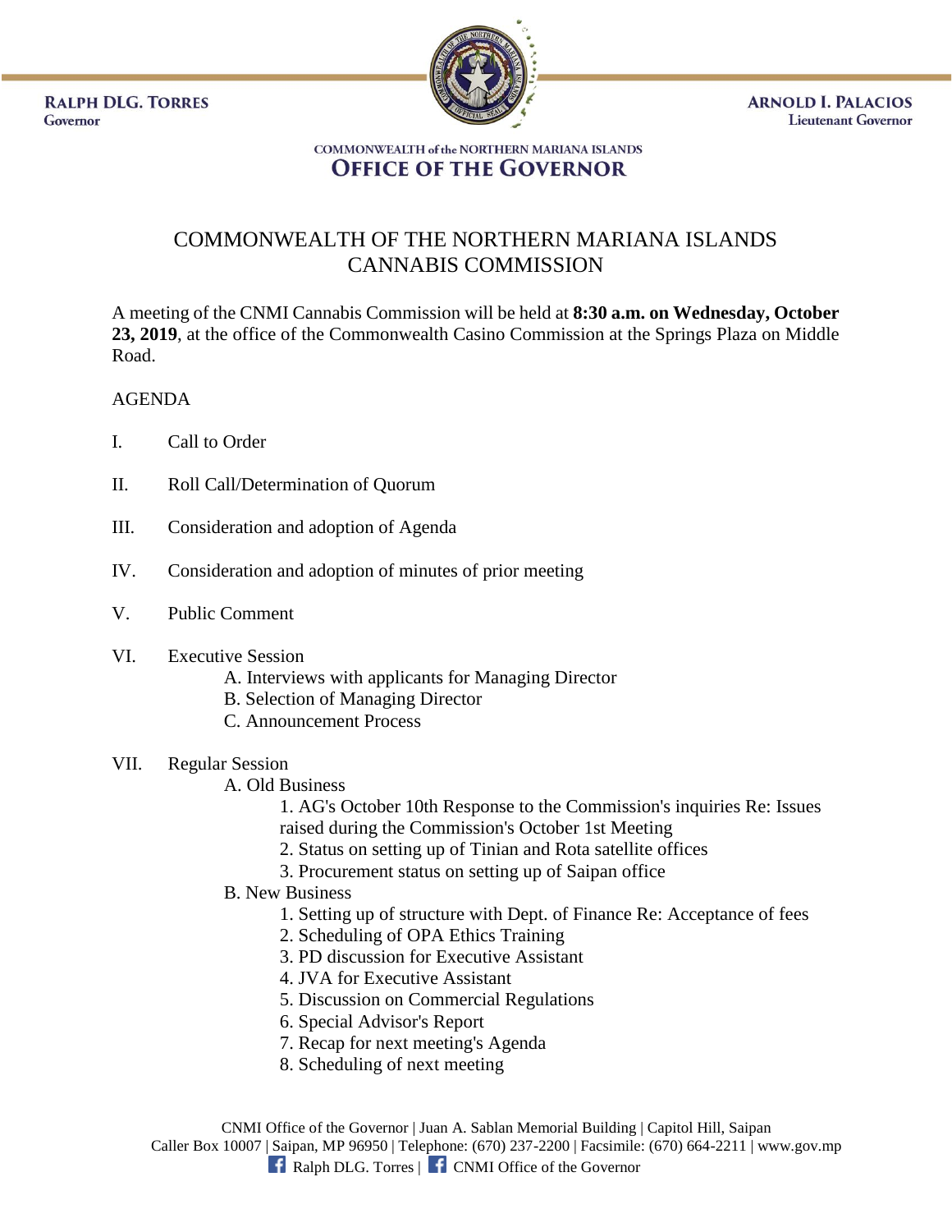**RALPH DLG. TORRES**
Governor

**ARNOLD I. PALACIOS**
Lieutenant Governor

COMMONWEALTH of the NORTHERN MARIANA ISLANDS
**OFFICE OF THE GOVERNOR**

# COMMONWEALTH OF THE NORTHERN MARIANA ISLANDS CANNABIS COMMISSION

A meeting of the CNMI Cannabis Commission will be held at **8:30 a.m. on Wednesday, October 23, 2019**, at the office of the Commonwealth Casino Commission at the Springs Plaza on Middle Road.

AGENDA

I. Call to Order

II. Roll Call/Determination of Quorum

III. Consideration and adoption of Agenda

IV. Consideration and adoption of minutes of prior meeting

V. Public Comment

VI. Executive Session
   - A. Interviews with applicants for Managing Director
   - B. Selection of Managing Director
   - C. Announcement Process

VII. Regular Session
   - A. Old Business
     1. AG's October 10th Response to the Commission's inquiries Re: Issues raised during the Commission's October 1st Meeting
     2. Status on setting up of Tinian and Rota satellite offices
     3. Procurement status on setting up of Saipan office
   - B. New Business
     1. Setting up of structure with Dept. of Finance Re: Acceptance of fees
     2. Scheduling of OPA Ethics Training
     3. PD discussion for Executive Assistant
     4. JVA for Executive Assistant
     5. Discussion on Commercial Regulations
     6. Special Advisor's Report
     7. Recap for next meeting's Agenda
     8. Scheduling of next meeting

CNMI Office of the Governor | Juan A. Sablan Memorial Building | Capitol Hill, Saipan
Caller Box 10007 | Saipan, MP 96950 | Telephone: (670) 237-2200 | Facsimile: (670) 664-2211 | www.gov.mp
Ralph DLG. Torres | CNMI Office of the Governor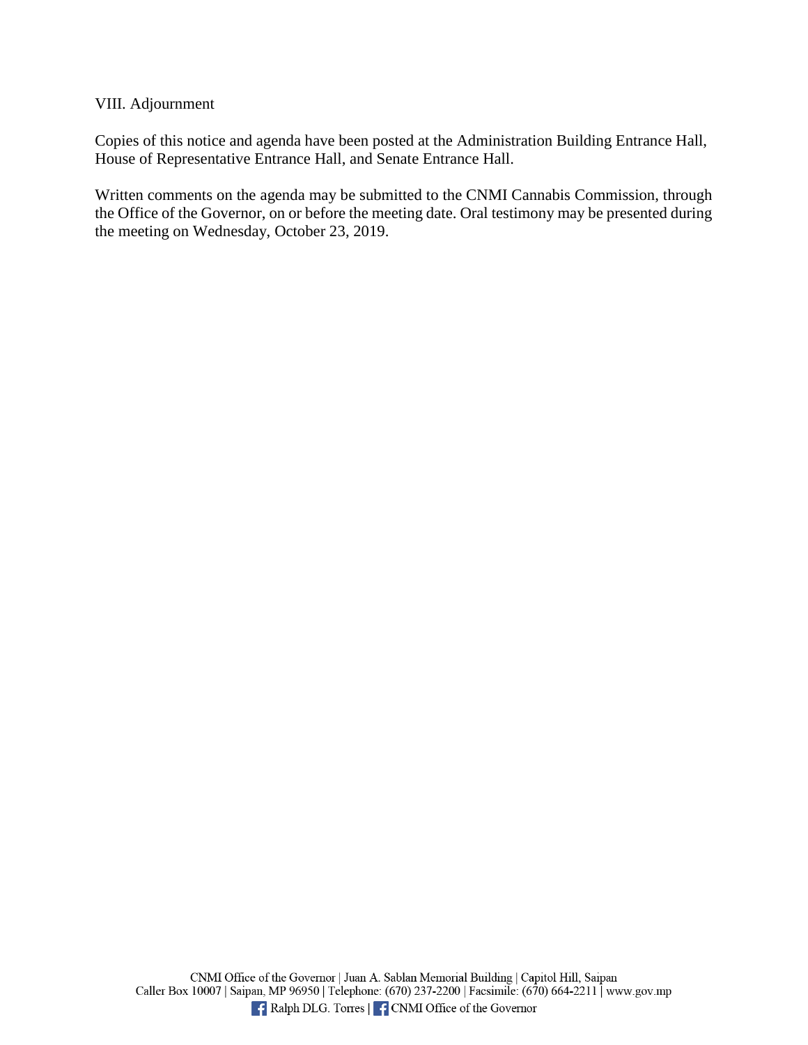VIII. Adjournment

Copies of this notice and agenda have been posted at the Administration Building Entrance Hall, House of Representative Entrance Hall, and Senate Entrance Hall.

Written comments on the agenda may be submitted to the CNMI Cannabis Commission, through the Office of the Governor, on or before the meeting date. Oral testimony may be presented during the meeting on Wednesday, October 23, 2019.